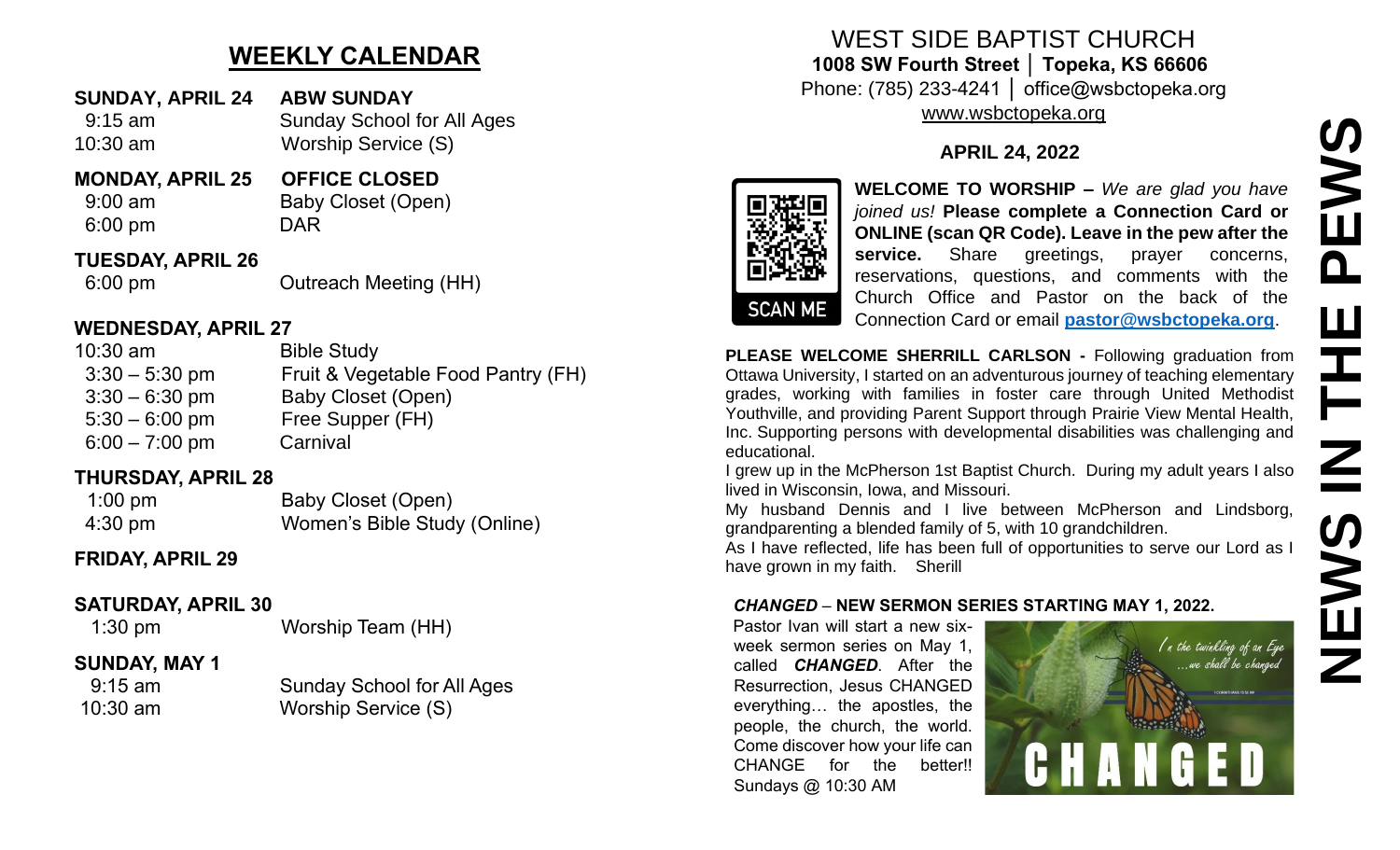## WEEKLY CALENDAR

**SUNDAY, APRIL 24** **ABW SUNDAY**

| | |
|---|---|
| 9:15 am | Sunday School for All Ages |
| 10:30 am | Worship Service (S) |

**MONDAY, APRIL 25** **OFFICE CLOSED**

| | |
|---|---|
| 9:00 am | Baby Closet (Open) |
| 6:00 pm | DAR |

**TUESDAY, APRIL 26**

| | |
|---|---|
| 6:00 pm | Outreach Meeting (HH) |

**WEDNESDAY, APRIL 27**

| | |
|---|---|
| 10:30 am | Bible Study |
| 3:30 – 5:30 pm | Fruit & Vegetable Food Pantry (FH) |
| 3:30 – 6:30 pm | Baby Closet (Open) |
| 5:30 – 6:00 pm | Free Supper (FH) |
| 6:00 – 7:00 pm | Carnival |

**THURSDAY, APRIL 28**

| | |
|---|---|
| 1:00 pm | Baby Closet (Open) |
| 4:30 pm | Women's Bible Study (Online) |

**FRIDAY, APRIL 29**

**SATURDAY, APRIL 30**

| | |
|---|---|
| 1:30 pm | Worship Team (HH) |

**SUNDAY, MAY 1**

| | |
|---|---|
| 9:15 am | Sunday School for All Ages |
| 10:30 am | Worship Service (S) |

# WEST SIDE BAPTIST CHURCH

**1008 SW Fourth Street │ Topeka, KS 66606**

Phone: (785) 233-4241 │ office@wsbctopeka.org

www.wsbctopeka.org

**APRIL 24, 2022**

# NEWS IN THE PEWS

SCAN ME

**WELCOME TO WORSHIP –** *We are glad you have joined us!* **Please complete a Connection Card or ONLINE (scan QR Code). Leave in the pew after the service.** Share greetings, prayer concerns, reservations, questions, and comments with the Church Office and Pastor on the back of the Connection Card or email **pastor@wsbctopeka.org**.

**PLEASE WELCOME SHERRILL CARLSON -** Following graduation from Ottawa University, I started on an adventurous journey of teaching elementary grades, working with families in foster care through United Methodist Youthville, and providing Parent Support through Prairie View Mental Health, Inc. Supporting persons with developmental disabilities was challenging and educational.

I grew up in the McPherson 1st Baptist Church. During my adult years I also lived in Wisconsin, Iowa, and Missouri.

My husband Dennis and I live between McPherson and Lindsborg, grandparenting a blended family of 5, with 10 grandchildren.

As I have reflected, life has been full of opportunities to serve our Lord as I have grown in my faith. Sherill

***CHANGED*** **– NEW SERMON SERIES STARTING MAY 1, 2022.**

Pastor Ivan will start a new six-week sermon series on May 1, called ***CHANGED***. After the Resurrection, Jesus CHANGED everything… the apostles, the people, the church, the world. Come discover how your life can CHANGE for the better!! Sundays @ 10:30 AM

In the twinkling of an Eye …we shall be changed

CHANGED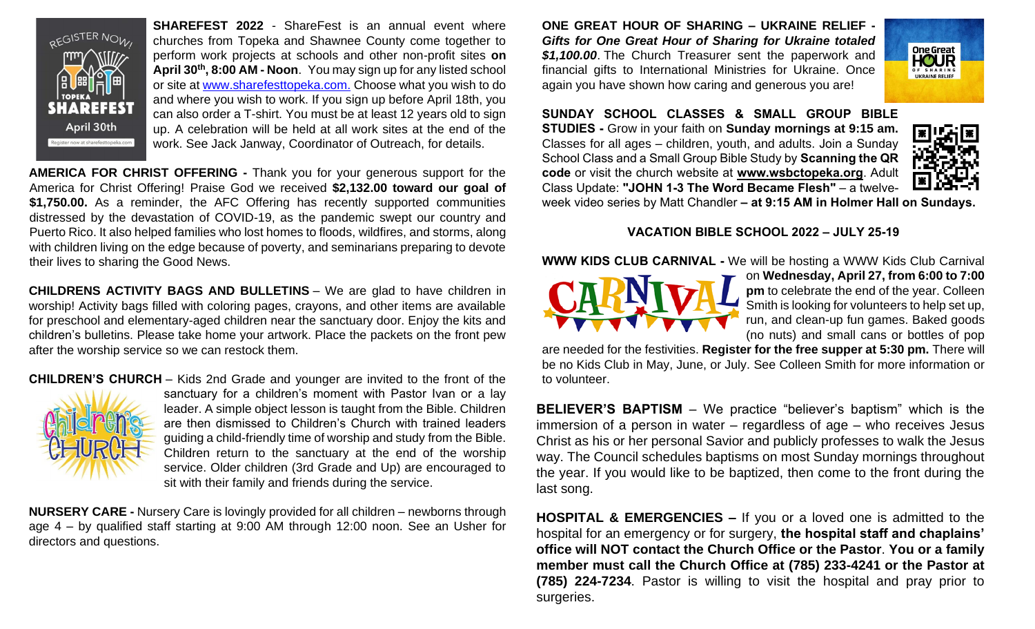**SHAREFEST 2022** - ShareFest is an annual event where churches from Topeka and Shawnee County come together to perform work projects at schools and other non-profit sites **on April 30th, 8:00 AM - Noon**. You may sign up for any listed school or site at www.sharefesttopeka.com. Choose what you wish to do and where you wish to work. If you sign up before April 18th, you can also order a T-shirt. You must be at least 12 years old to sign up. A celebration will be held at all work sites at the end of the work. See Jack Janway, Coordinator of Outreach, for details.

**AMERICA FOR CHRIST OFFERING -** Thank you for your generous support for the America for Christ Offering! Praise God we received **$2,132.00 toward our goal of $1,750.00.** As a reminder, the AFC Offering has recently supported communities distressed by the devastation of COVID-19, as the pandemic swept our country and Puerto Rico. It also helped families who lost homes to floods, wildfires, and storms, along with children living on the edge because of poverty, and seminarians preparing to devote their lives to sharing the Good News.

**CHILDRENS ACTIVITY BAGS AND BULLETINS** – We are glad to have children in worship! Activity bags filled with coloring pages, crayons, and other items are available for preschool and elementary-aged children near the sanctuary door. Enjoy the kits and children's bulletins. Please take home your artwork. Place the packets on the front pew after the worship service so we can restock them.

**CHILDREN'S CHURCH** – Kids 2nd Grade and younger are invited to the front of the sanctuary for a children's moment with Pastor Ivan or a lay leader. A simple object lesson is taught from the Bible. Children are then dismissed to Children's Church with trained leaders guiding a child-friendly time of worship and study from the Bible. Children return to the sanctuary at the end of the worship service. Older children (3rd Grade and Up) are encouraged to sit with their family and friends during the service.

**NURSERY CARE -** Nursery Care is lovingly provided for all children – newborns through age 4 – by qualified staff starting at 9:00 AM through 12:00 noon. See an Usher for directors and questions.

**ONE GREAT HOUR OF SHARING – UKRAINE RELIEF -** ***Gifts for One Great Hour of Sharing for Ukraine totaled $1,100.00***. The Church Treasurer sent the paperwork and financial gifts to International Ministries for Ukraine. Once again you have shown how caring and generous you are!

**SUNDAY SCHOOL CLASSES & SMALL GROUP BIBLE STUDIES -** Grow in your faith on **Sunday mornings at 9:15 am.** Classes for all ages – children, youth, and adults. Join a Sunday School Class and a Small Group Bible Study by **Scanning the QR code** or visit the church website at **www.wsbctopeka.org**. Adult Class Update: **"JOHN 1-3 The Word Became Flesh"** – a twelve-week video series by Matt Chandler **– at 9:15 AM in Holmer Hall on Sundays.**

**VACATION BIBLE SCHOOL 2022 – JULY 25-19**

**WWW KIDS CLUB CARNIVAL -** We will be hosting a WWW Kids Club Carnival on **Wednesday, April 27, from 6:00 to 7:00 pm** to celebrate the end of the year. Colleen Smith is looking for volunteers to help set up, run, and clean-up fun games. Baked goods (no nuts) and small cans or bottles of pop are needed for the festivities. **Register for the free supper at 5:30 pm.** There will be no Kids Club in May, June, or July. See Colleen Smith for more information or to volunteer.

**BELIEVER'S BAPTISM** – We practice "believer's baptism" which is the immersion of a person in water – regardless of age – who receives Jesus Christ as his or her personal Savior and publicly professes to walk the Jesus way. The Council schedules baptisms on most Sunday mornings throughout the year. If you would like to be baptized, then come to the front during the last song.

**HOSPITAL & EMERGENCIES –** If you or a loved one is admitted to the hospital for an emergency or for surgery, **the hospital staff and chaplains' office will NOT contact the Church Office or the Pastor**. **You or a family member must call the Church Office at (785) 233-4241 or the Pastor at (785) 224-7234**. Pastor is willing to visit the hospital and pray prior to surgeries.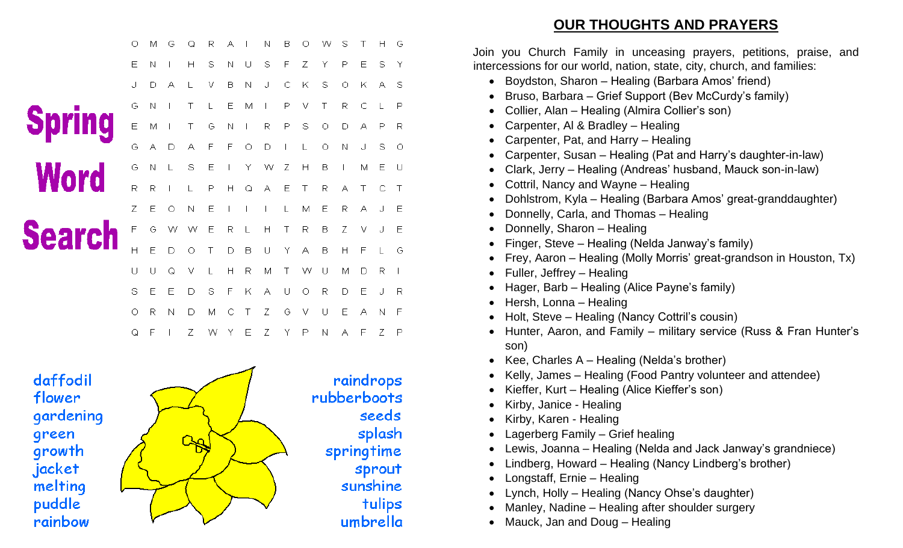# Spring Word Search

```
O M G Q R A I N B O W S T H G
E N I H S N U S F Z Y P E S Y
J D A L V B N J C K S O K A S
G N I T L E M I P V T R C L P
E M I T G N I R P S O D A P R
G A D A F F O D I L O N J S O
G N L S E I Y W Z H B I M E U
R R I L P H Q A E T R A T C T
Z E O N E I I I L M E R A J E
F G W W E R L H T R B Z V J E
H E D O T D B U Y A B H F L G
U U Q V L H R M T W U M D R I
S E E D S F K A U O R D E J R
O R N D M C T Z G V U E A N F
Q F I Z W Y E Z Y P N A F Z P
```

daffodil
flower
gardening
green
growth
jacket
melting
puddle
rainbow

raindrops
rubberboots
seeds
splash
springtime
sprout
sunshine
tulips
umbrella

## OUR THOUGHTS AND PRAYERS

Join you Church Family in unceasing prayers, petitions, praise, and intercessions for our world, nation, state, city, church, and families:

- Boydston, Sharon – Healing (Barbara Amos' friend)
- Bruso, Barbara – Grief Support (Bev McCurdy's family)
- Collier, Alan – Healing (Almira Collier's son)
- Carpenter, Al & Bradley – Healing
- Carpenter, Pat, and Harry – Healing
- Carpenter, Susan – Healing (Pat and Harry's daughter-in-law)
- Clark, Jerry – Healing (Andreas' husband, Mauck son-in-law)
- Cottril, Nancy and Wayne – Healing
- Dohlstrom, Kyla – Healing (Barbara Amos' great-granddaughter)
- Donnelly, Carla, and Thomas – Healing
- Donnelly, Sharon – Healing
- Finger, Steve – Healing (Nelda Janway's family)
- Frey, Aaron – Healing (Molly Morris' great-grandson in Houston, Tx)
- Fuller, Jeffrey – Healing
- Hager, Barb – Healing (Alice Payne's family)
- Hersh, Lonna – Healing
- Holt, Steve – Healing (Nancy Cottril's cousin)
- Hunter, Aaron, and Family – military service (Russ & Fran Hunter's son)
- Kee, Charles A – Healing (Nelda's brother)
- Kelly, James – Healing (Food Pantry volunteer and attendee)
- Kieffer, Kurt – Healing (Alice Kieffer's son)
- Kirby, Janice - Healing
- Kirby, Karen - Healing
- Lagerberg Family – Grief healing
- Lewis, Joanna – Healing (Nelda and Jack Janway's grandniece)
- Lindberg, Howard – Healing (Nancy Lindberg's brother)
- Longstaff, Ernie – Healing
- Lynch, Holly – Healing (Nancy Ohse's daughter)
- Manley, Nadine – Healing after shoulder surgery
- Mauck, Jan and Doug – Healing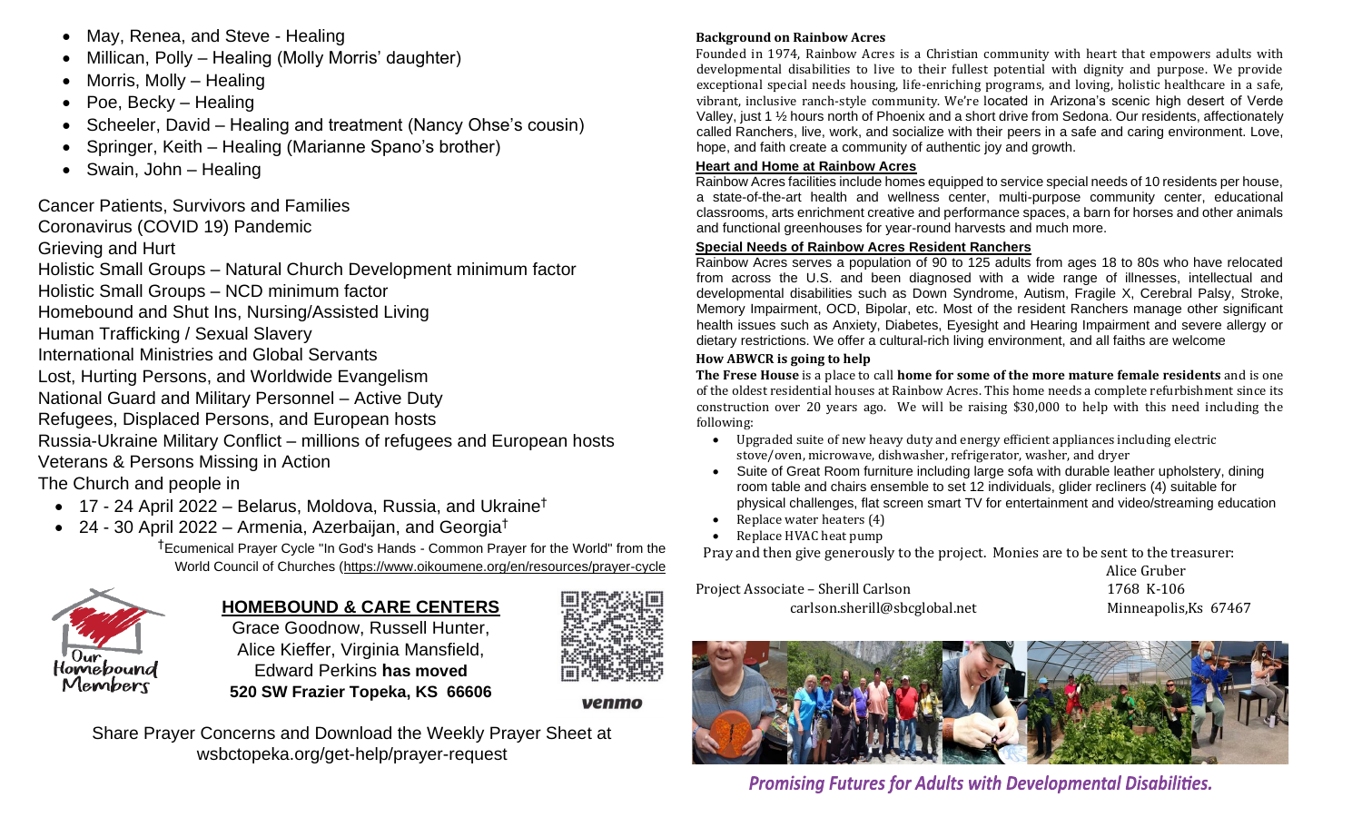- May, Renea, and Steve - Healing
- Millican, Polly – Healing (Molly Morris' daughter)
- Morris, Molly – Healing
- Poe, Becky – Healing
- Scheeler, David – Healing and treatment (Nancy Ohse's cousin)
- Springer, Keith – Healing (Marianne Spano's brother)
- Swain, John – Healing

Cancer Patients, Survivors and Families
Coronavirus (COVID 19) Pandemic
Grieving and Hurt
Holistic Small Groups – Natural Church Development minimum factor
Holistic Small Groups – NCD minimum factor
Homebound and Shut Ins, Nursing/Assisted Living
Human Trafficking / Sexual Slavery
International Ministries and Global Servants
Lost, Hurting Persons, and Worldwide Evangelism
National Guard and Military Personnel – Active Duty
Refugees, Displaced Persons, and European hosts
Russia-Ukraine Military Conflict – millions of refugees and European hosts
Veterans & Persons Missing in Action
The Church and people in

- 17 - 24 April 2022 – Belarus, Moldova, Russia, and Ukraine†
- 24 - 30 April 2022 – Armenia, Azerbaijan, and Georgia†

†Ecumenical Prayer Cycle "In God's Hands - Common Prayer for the World" from the World Council of Churches (https://www.oikoumene.org/en/resources/prayer-cycle

Our Homebound Members

## HOMEBOUND & CARE CENTERS

Grace Goodnow, Russell Hunter,
Alice Kieffer, Virginia Mansfield,
Edward Perkins **has moved**
**520 SW Frazier Topeka, KS 66606**

venmo

Share Prayer Concerns and Download the Weekly Prayer Sheet at wsbctopeka.org/get-help/prayer-request

**Background on Rainbow Acres**

Founded in 1974, Rainbow Acres is a Christian community with heart that empowers adults with developmental disabilities to live to their fullest potential with dignity and purpose. We provide exceptional special needs housing, life-enriching programs, and loving, holistic healthcare in a safe, vibrant, inclusive ranch-style community. We're located in Arizona's scenic high desert of Verde Valley, just 1 ½ hours north of Phoenix and a short drive from Sedona. Our residents, affectionately called Ranchers, live, work, and socialize with their peers in a safe and caring environment. Love, hope, and faith create a community of authentic joy and growth.

**Heart and Home at Rainbow Acres**

Rainbow Acres facilities include homes equipped to service special needs of 10 residents per house, a state-of-the-art health and wellness center, multi-purpose community center, educational classrooms, arts enrichment creative and performance spaces, a barn for horses and other animals and functional greenhouses for year-round harvests and much more.

**Special Needs of Rainbow Acres Resident Ranchers**

Rainbow Acres serves a population of 90 to 125 adults from ages 18 to 80s who have relocated from across the U.S. and been diagnosed with a wide range of illnesses, intellectual and developmental disabilities such as Down Syndrome, Autism, Fragile X, Cerebral Palsy, Stroke, Memory Impairment, OCD, Bipolar, etc. Most of the resident Ranchers manage other significant health issues such as Anxiety, Diabetes, Eyesight and Hearing Impairment and severe allergy or dietary restrictions. We offer a cultural-rich living environment, and all faiths are welcome

**How ABWCR is going to help**

**The Frese House** is a place to call **home for some of the more mature female residents** and is one of the oldest residential houses at Rainbow Acres. This home needs a complete refurbishment since its construction over 20 years ago. We will be raising $30,000 to help with this need including the following:

- Upgraded suite of new heavy duty and energy efficient appliances including electric stove/oven, microwave, dishwasher, refrigerator, washer, and dryer
- Suite of Great Room furniture including large sofa with durable leather upholstery, dining room table and chairs ensemble to set 12 individuals, glider recliners (4) suitable for physical challenges, flat screen smart TV for entertainment and video/streaming education
- Replace water heaters (4)
- Replace HVAC heat pump

Pray and then give generously to the project. Monies are to be sent to the treasurer:

Alice Gruber
1768 K-106
Minneapolis,Ks 67467

Project Associate – Sherill Carlson
carlson.sherill@sbcglobal.net

*Promising Futures for Adults with Developmental Disabilities.*